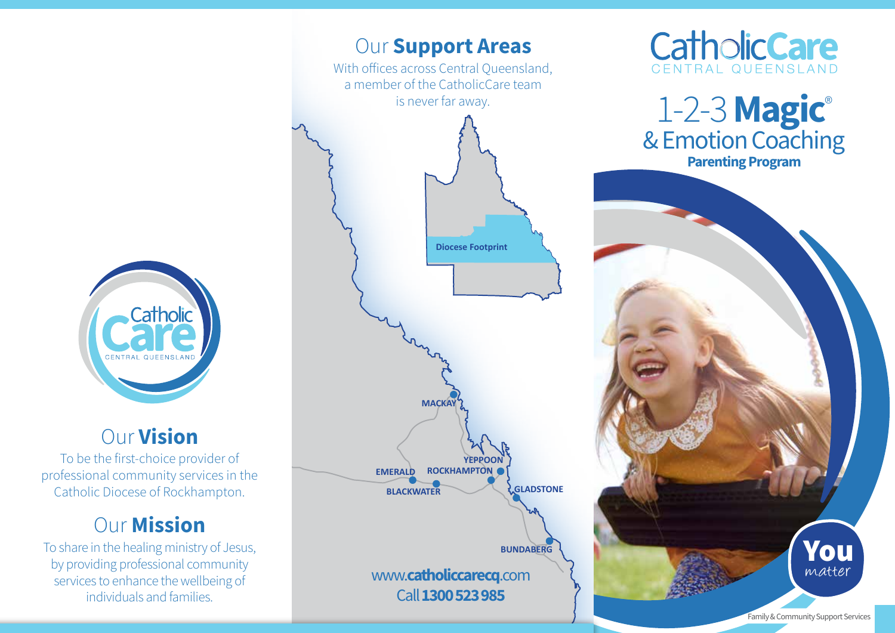CatholicCare
CENTRAL QUEENSLAND

## Our **Vision**

To be the first-choice provider of professional community services in the Catholic Diocese of Rockhampton.

## Our **Mission**

To share in the healing ministry of Jesus, by providing professional community services to enhance the wellbeing of individuals and families.

## Our **Support Areas**

With offices across Central Queensland, a member of the CatholicCare team is never far away.

Diocese Footprint

MACKAY
YEPPOON
EMERALD
ROCKHAMPTON
BLACKWATER
GLADSTONE
BUNDABERG

www.**catholiccarecq**.com

Call **1300 523 985**

# CatholicCare CENTRAL QUEENSLAND

# 1-2-3 **Magic**® & Emotion Coaching

**Parenting Program**

**You** *matter*

Family & Community Support Services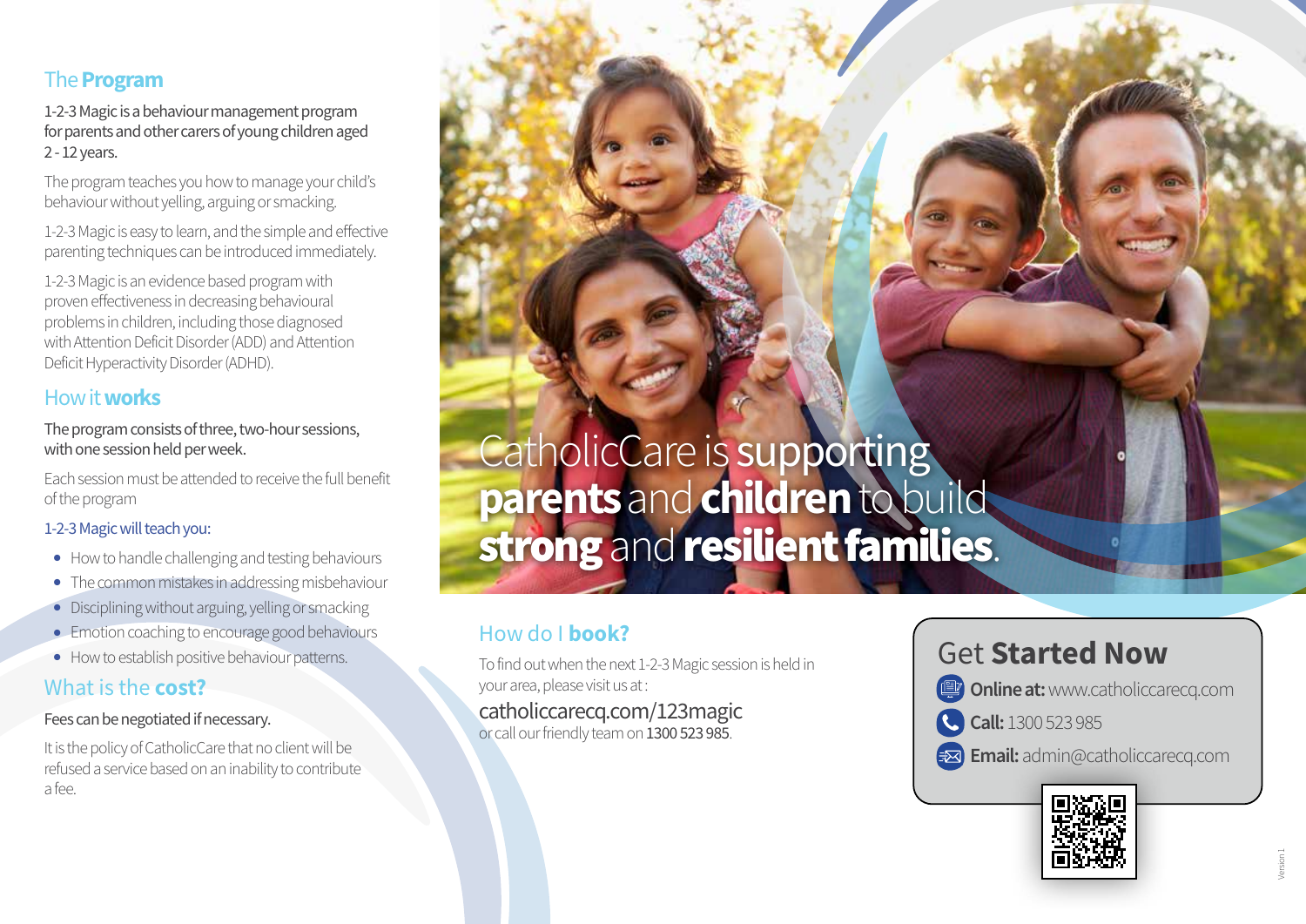## The **Program**

1-2-3 Magic is a behaviour management program for parents and other carers of young children aged 2 - 12 years.

The program teaches you how to manage your child's behaviour without yelling, arguing or smacking.

1-2-3 Magic is easy to learn, and the simple and effective parenting techniques can be introduced immediately.

1-2-3 Magic is an evidence based program with proven effectiveness in decreasing behavioural problems in children, including those diagnosed with Attention Deficit Disorder (ADD) and Attention Deficit Hyperactivity Disorder (ADHD).

## How it **works**

The program consists of three, two-hour sessions, with one session held per week.

Each session must be attended to receive the full benefit of the program

1-2-3 Magic will teach you:

- How to handle challenging and testing behaviours
- The common mistakes in addressing misbehaviour
- Disciplining without arguing, yelling or smacking
- Emotion coaching to encourage good behaviours
- How to establish positive behaviour patterns.

## What is the **cost?**

Fees can be negotiated if necessary.

It is the policy of CatholicCare that no client will be refused a service based on an inability to contribute a fee.

CatholicCare is **supporting parents** and **children** to build **strong** and **resilient families**.

## How do I **book?**

To find out when the next 1-2-3 Magic session is held in your area, please visit us at :

catholiccarecq.com/123magic
or call our friendly team on 1300 523 985.

## Get **Started Now**

**Online at:** www.catholiccarecq.com

**Call:** 1300 523 985

**Email:** admin@catholiccarecq.com

Version 1